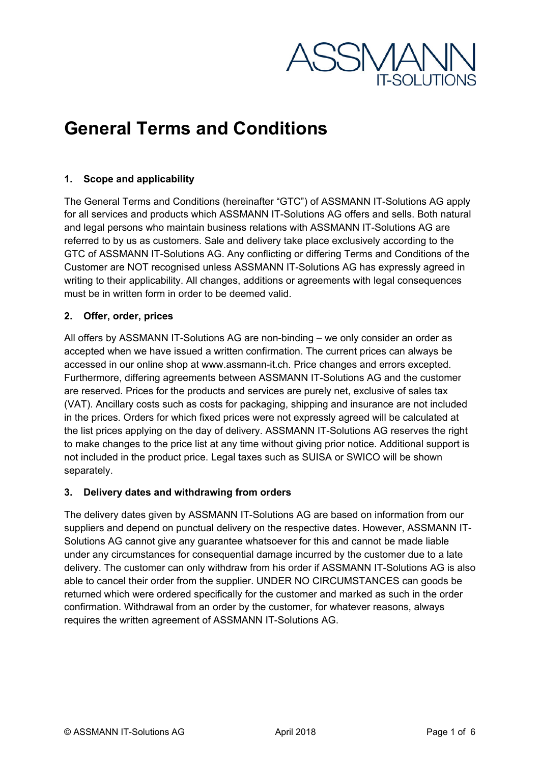# General Terms and Conditions

## 1. Scope and applicability

The General Terms and Conditions (hereinafter "GTC") of ASSMANN IT-Solutions AG apply for all services and products which ASSMANN IT-Solutions AG offers and sells. Both natural and legal persons who maintain business relations with ASSMANN IT-Solutions AG are referred to by us as customers. Sale and delivery take place exclusively according to the GTC of ASSMANN IT-Solutions AG. Any conflicting or differing Terms and Conditions of the Customer are NOT recognised unless ASSMANN IT-Solutions AG has expressly agreed in writing to their applicability. All changes, additions or agreements with legal consequences must be in written form in order to be deemed valid.

## 2. Offer, order, prices

All offers by ASSMANN IT-Solutions AG are non-binding – we only consider an order as accepted when we have issued a written confirmation. The current prices can always be accessed in our online shop at www.assmann-it.ch. Price changes and errors excepted. Furthermore, differing agreements between ASSMANN IT-Solutions AG and the customer are reserved. Prices for the products and services are purely net, exclusive of sales tax (VAT). Ancillary costs such as costs for packaging, shipping and insurance are not included in the prices. Orders for which fixed prices were not expressly agreed will be calculated at the list prices applying on the day of delivery. ASSMANN IT-Solutions AG reserves the right to make changes to the price list at any time without giving prior notice. Additional support is not included in the product price. Legal taxes such as SUISA or SWICO will be shown separately.

## 3. Delivery dates and withdrawing from orders

The delivery dates given by ASSMANN IT-Solutions AG are based on information from our suppliers and depend on punctual delivery on the respective dates. However, ASSMANN IT-Solutions AG cannot give any guarantee whatsoever for this and cannot be made liable under any circumstances for consequential damage incurred by the customer due to a late delivery. The customer can only withdraw from his order if ASSMANN IT-Solutions AG is also able to cancel their order from the supplier. UNDER NO CIRCUMSTANCES can goods be returned which were ordered specifically for the customer and marked as such in the order confirmation. Withdrawal from an order by the customer, for whatever reasons, always requires the written agreement of ASSMANN IT-Solutions AG.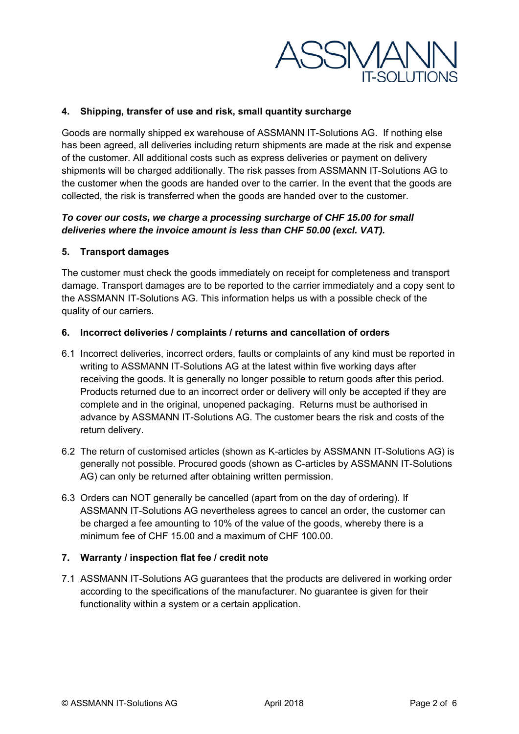## 4. Shipping, transfer of use and risk, small quantity surcharge

Goods are normally shipped ex warehouse of ASSMANN IT-Solutions AG. If nothing else has been agreed, all deliveries including return shipments are made at the risk and expense of the customer. All additional costs such as express deliveries or payment on delivery shipments will be charged additionally. The risk passes from ASSMANN IT-Solutions AG to the customer when the goods are handed over to the carrier. In the event that the goods are collected, the risk is transferred when the goods are handed over to the customer.

***To cover our costs, we charge a processing surcharge of CHF 15.00 for small deliveries where the invoice amount is less than CHF 50.00 (excl. VAT).***

## 5. Transport damages

The customer must check the goods immediately on receipt for completeness and transport damage. Transport damages are to be reported to the carrier immediately and a copy sent to the ASSMANN IT-Solutions AG. This information helps us with a possible check of the quality of our carriers.

## 6. Incorrect deliveries / complaints / returns and cancellation of orders

6.1 Incorrect deliveries, incorrect orders, faults or complaints of any kind must be reported in writing to ASSMANN IT-Solutions AG at the latest within five working days after receiving the goods. It is generally no longer possible to return goods after this period. Products returned due to an incorrect order or delivery will only be accepted if they are complete and in the original, unopened packaging. Returns must be authorised in advance by ASSMANN IT-Solutions AG. The customer bears the risk and costs of the return delivery.

6.2 The return of customised articles (shown as K-articles by ASSMANN IT-Solutions AG) is generally not possible. Procured goods (shown as C-articles by ASSMANN IT-Solutions AG) can only be returned after obtaining written permission.

6.3 Orders can NOT generally be cancelled (apart from on the day of ordering). If ASSMANN IT-Solutions AG nevertheless agrees to cancel an order, the customer can be charged a fee amounting to 10% of the value of the goods, whereby there is a minimum fee of CHF 15.00 and a maximum of CHF 100.00.

## 7. Warranty / inspection flat fee / credit note

7.1 ASSMANN IT-Solutions AG guarantees that the products are delivered in working order according to the specifications of the manufacturer. No guarantee is given for their functionality within a system or a certain application.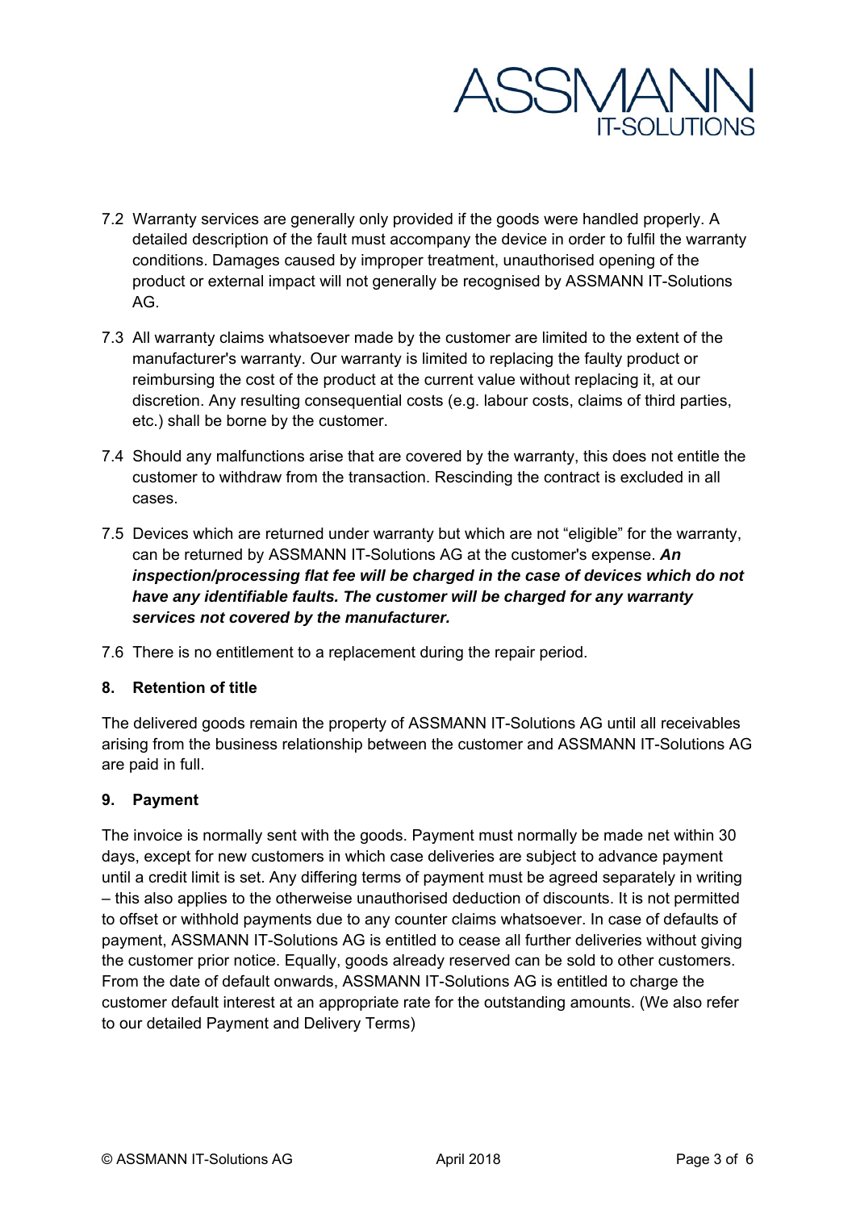7.2 Warranty services are generally only provided if the goods were handled properly. A detailed description of the fault must accompany the device in order to fulfil the warranty conditions. Damages caused by improper treatment, unauthorised opening of the product or external impact will not generally be recognised by ASSMANN IT-Solutions AG.

7.3 All warranty claims whatsoever made by the customer are limited to the extent of the manufacturer's warranty. Our warranty is limited to replacing the faulty product or reimbursing the cost of the product at the current value without replacing it, at our discretion. Any resulting consequential costs (e.g. labour costs, claims of third parties, etc.) shall be borne by the customer.

7.4 Should any malfunctions arise that are covered by the warranty, this does not entitle the customer to withdraw from the transaction. Rescinding the contract is excluded in all cases.

7.5 Devices which are returned under warranty but which are not "eligible" for the warranty, can be returned by ASSMANN IT-Solutions AG at the customer's expense. ***An inspection/processing flat fee will be charged in the case of devices which do not have any identifiable faults. The customer will be charged for any warranty services not covered by the manufacturer.***

7.6 There is no entitlement to a replacement during the repair period.

## 8. Retention of title

The delivered goods remain the property of ASSMANN IT-Solutions AG until all receivables arising from the business relationship between the customer and ASSMANN IT-Solutions AG are paid in full.

## 9. Payment

The invoice is normally sent with the goods. Payment must normally be made net within 30 days, except for new customers in which case deliveries are subject to advance payment until a credit limit is set. Any differing terms of payment must be agreed separately in writing – this also applies to the otherweise unauthorised deduction of discounts. It is not permitted to offset or withhold payments due to any counter claims whatsoever. In case of defaults of payment, ASSMANN IT-Solutions AG is entitled to cease all further deliveries without giving the customer prior notice. Equally, goods already reserved can be sold to other customers. From the date of default onwards, ASSMANN IT-Solutions AG is entitled to charge the customer default interest at an appropriate rate for the outstanding amounts. (We also refer to our detailed Payment and Delivery Terms)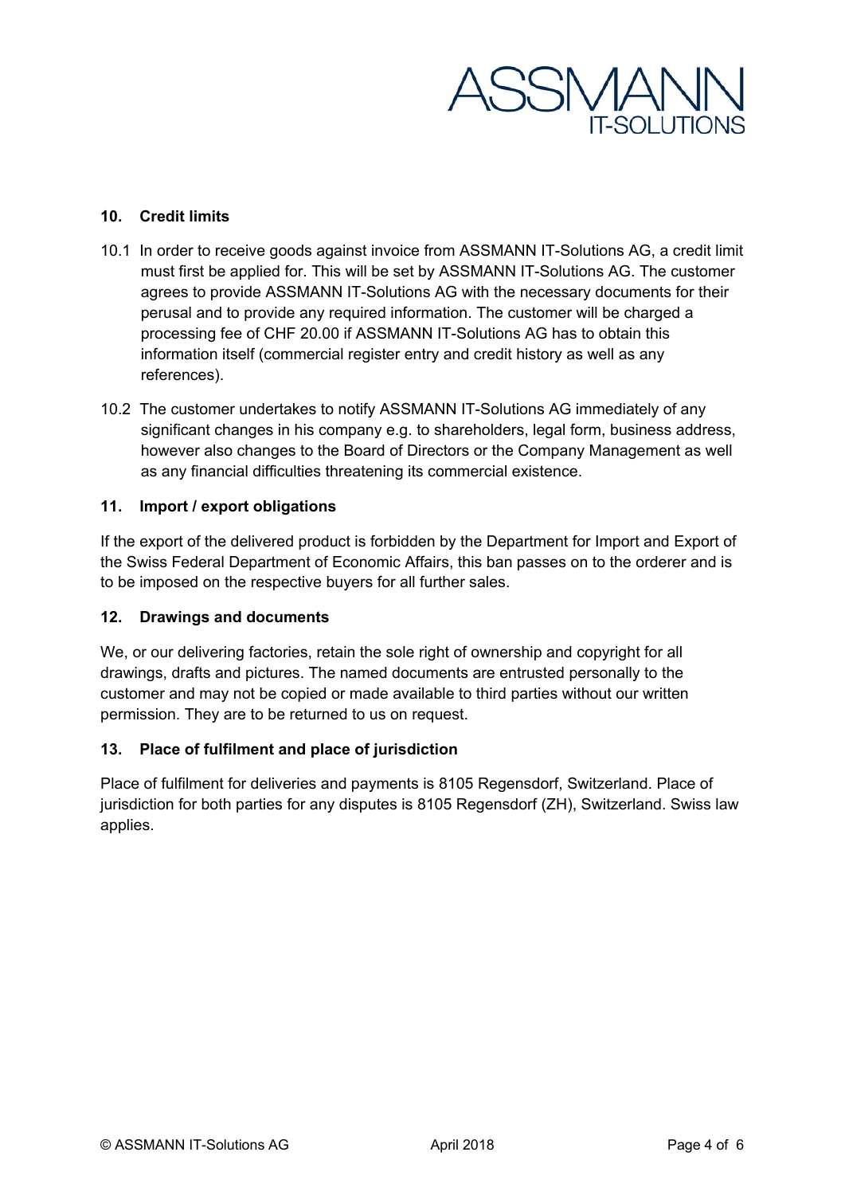## 10. Credit limits

10.1 In order to receive goods against invoice from ASSMANN IT-Solutions AG, a credit limit must first be applied for. This will be set by ASSMANN IT-Solutions AG. The customer agrees to provide ASSMANN IT-Solutions AG with the necessary documents for their perusal and to provide any required information. The customer will be charged a processing fee of CHF 20.00 if ASSMANN IT-Solutions AG has to obtain this information itself (commercial register entry and credit history as well as any references).

10.2 The customer undertakes to notify ASSMANN IT-Solutions AG immediately of any significant changes in his company e.g. to shareholders, legal form, business address, however also changes to the Board of Directors or the Company Management as well as any financial difficulties threatening its commercial existence.

## 11. Import / export obligations

If the export of the delivered product is forbidden by the Department for Import and Export of the Swiss Federal Department of Economic Affairs, this ban passes on to the orderer and is to be imposed on the respective buyers for all further sales.

## 12. Drawings and documents

We, or our delivering factories, retain the sole right of ownership and copyright for all drawings, drafts and pictures. The named documents are entrusted personally to the customer and may not be copied or made available to third parties without our written permission. They are to be returned to us on request.

## 13. Place of fulfilment and place of jurisdiction

Place of fulfilment for deliveries and payments is 8105 Regensdorf, Switzerland. Place of jurisdiction for both parties for any disputes is 8105 Regensdorf (ZH), Switzerland. Swiss law applies.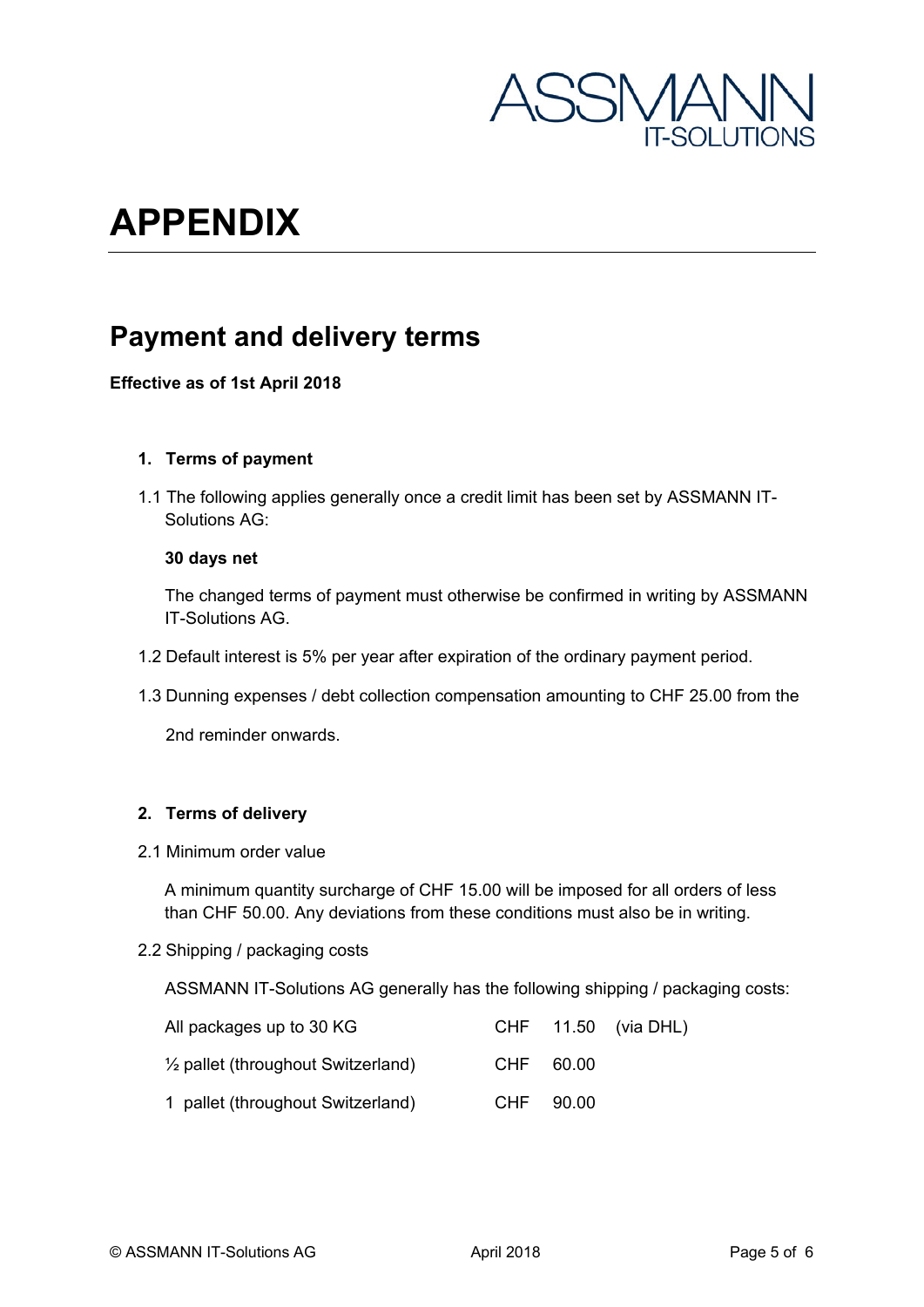# APPENDIX

## Payment and delivery terms

**Effective as of 1st April 2018**

### 1. Terms of payment

1.1 The following applies generally once a credit limit has been set by ASSMANN IT-Solutions AG:

**30 days net**

The changed terms of payment must otherwise be confirmed in writing by ASSMANN IT-Solutions AG.

1.2 Default interest is 5% per year after expiration of the ordinary payment period.

1.3 Dunning expenses / debt collection compensation amounting to CHF 25.00 from the 2nd reminder onwards.

### 2. Terms of delivery

2.1 Minimum order value

A minimum quantity surcharge of CHF 15.00 will be imposed for all orders of less than CHF 50.00. Any deviations from these conditions must also be in writing.

2.2 Shipping / packaging costs

ASSMANN IT-Solutions AG generally has the following shipping / packaging costs:

| | | | |
|---|---|---|---|
| All packages up to 30 KG | CHF | 11.50 | (via DHL) |
| ½ pallet (throughout Switzerland) | CHF | 60.00 | |
| 1 pallet (throughout Switzerland) | CHF | 90.00 | |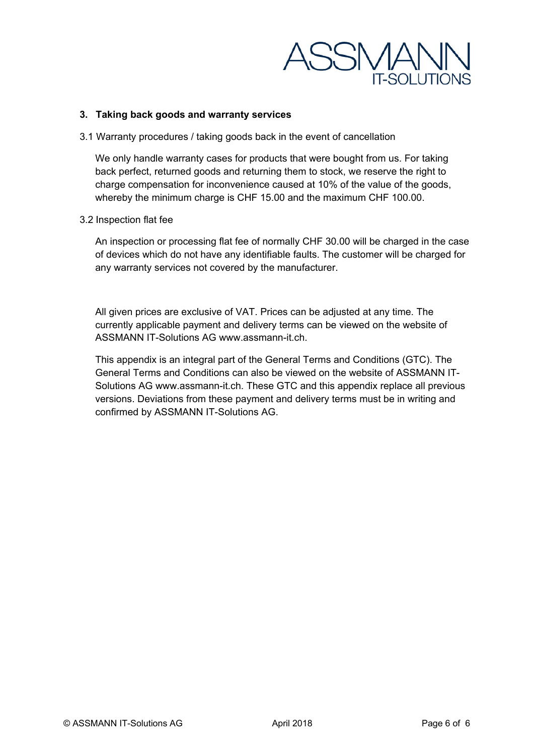## 3. Taking back goods and warranty services

3.1 Warranty procedures / taking goods back in the event of cancellation

We only handle warranty cases for products that were bought from us. For taking back perfect, returned goods and returning them to stock, we reserve the right to charge compensation for inconvenience caused at 10% of the value of the goods, whereby the minimum charge is CHF 15.00 and the maximum CHF 100.00.

3.2 Inspection flat fee

An inspection or processing flat fee of normally CHF 30.00 will be charged in the case of devices which do not have any identifiable faults. The customer will be charged for any warranty services not covered by the manufacturer.

All given prices are exclusive of VAT. Prices can be adjusted at any time. The currently applicable payment and delivery terms can be viewed on the website of ASSMANN IT-Solutions AG www.assmann-it.ch.

This appendix is an integral part of the General Terms and Conditions (GTC). The General Terms and Conditions can also be viewed on the website of ASSMANN IT-Solutions AG www.assmann-it.ch. These GTC and this appendix replace all previous versions. Deviations from these payment and delivery terms must be in writing and confirmed by ASSMANN IT-Solutions AG.